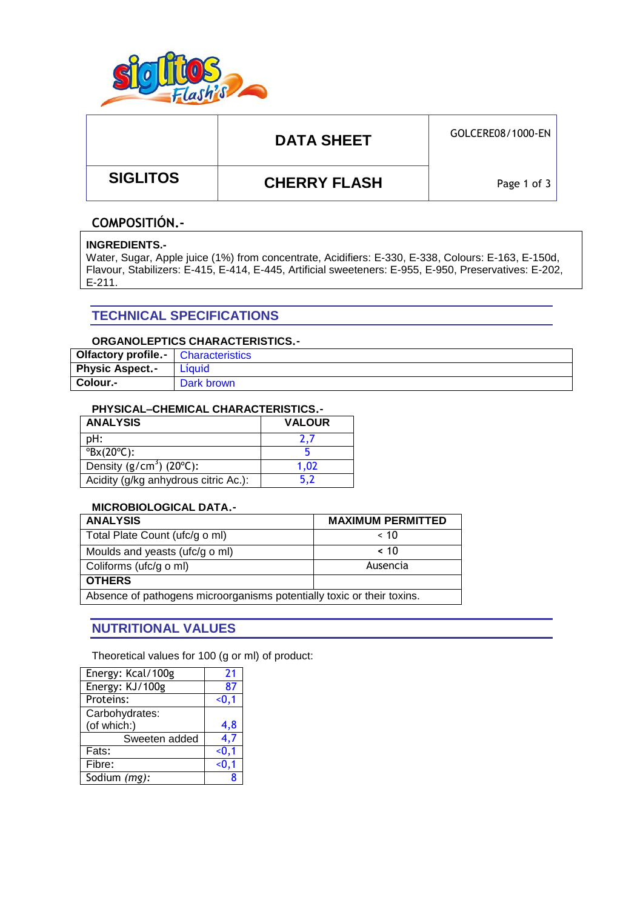| | DATA SHEET | GOLCERE08/1000-EN |
|---|---|---|
| SIGLITOS | CHERRY FLASH | |

## COMPOSITIÓN.-

**INGREDIENTS.-**
Water, Sugar, Apple juice (1%) from concentrate, Acidifiers: E-330, E-338, Colours: E-163, E-150d, Flavour, Stabilizers: E-415, E-414, E-445, Artificial sweeteners: E-955, E-950, Preservatives: E-202, E-211.

## TECHNICAL SPECIFICATIONS

### ORGANOLEPTICS CHARACTERISTICS.-

| | |
|---|---|
| **Olfactory profile.-** | Characteristics |
| **Physic Aspect.-** | Líquid |
| **Colour.-** | Dark brown |

### PHYSICAL–CHEMICAL CHARACTERISTICS.-

| ANALYSIS | VALOUR |
|---|---|
| pH: | 2,7 |
| °Bx(20°C): | 5 |
| Density ($g/cm^3$) (20°C): | 1,02 |
| Acidity (g/kg anhydrous citric Ac.): | 5,2 |

### MICROBIOLOGICAL DATA.-

| ANALYSIS | MAXIMUM PERMITTED |
|---|---|
| Total Plate Count (ufc/g o ml) | < 10 |
| Moulds and yeasts (ufc/g o ml) | < 10 |
| Coliforms (ufc/g o ml) | Ausencia |
| **OTHERS** | |
| Absence of pathogens microorganisms potentially toxic or their toxins. | |

## NUTRITIONAL VALUES

Theoretical values for 100 (g or ml) of product:

| | |
|---|---|
| Energy: Kcal/100g | 21 |
| Energy: KJ/100g | 87 |
| Proteins: | <0,1 |
| Carbohydrates: (of which:) | 4,8 |
| Sweeten added | 4,7 |
| Fats: | <0,1 |
| Fibre: | <0,1 |
| Sodium *(mg):* | 8 |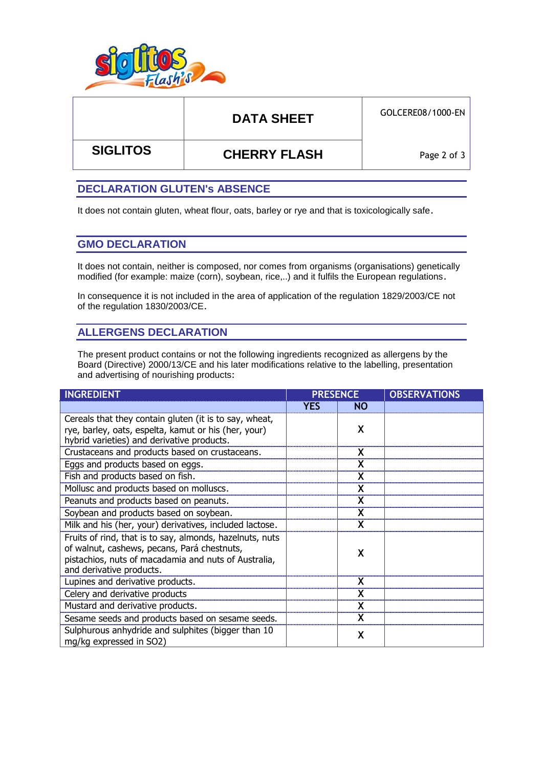| | DATA SHEET | GOLCERE08/1000-EN |
|---|---|---|
| SIGLITOS | CHERRY FLASH | |

## DECLARATION GLUTEN's ABSENCE

It does not contain gluten, wheat flour, oats, barley or rye and that is toxicologically safe.

## GMO DECLARATION

It does not contain, neither is composed, nor comes from organisms (organisations) genetically modified (for example: maize (corn), soybean, rice,..) and it fulfils the European regulations.

In consequence it is not included in the area of application of the regulation 1829/2003/CE not of the regulation 1830/2003/CE.

## ALLERGENS DECLARATION

The present product contains or not the following ingredients recognized as allergens by the Board (Directive) 2000/13/CE and his later modifications relative to the labelling, presentation and advertising of nourishing products:

| INGREDIENT | PRESENCE | | OBSERVATIONS |
|---|---|---|---|
| | YES | NO | |
| Cereals that they contain gluten (it is to say, wheat, rye, barley, oats, espelta, kamut or his (her, your) hybrid varieties) and derivative products. | | X | |
| Crustaceans and products based on crustaceans. | | X | |
| Eggs and products based on eggs. | | X | |
| Fish and products based on fish. | | X | |
| Mollusc and products based on molluscs. | | X | |
| Peanuts and products based on peanuts. | | X | |
| Soybean and products based on soybean. | | X | |
| Milk and his (her, your) derivatives, included lactose. | | X | |
| Fruits of rind, that is to say, almonds, hazelnuts, nuts of walnut, cashews, pecans, Pará chestnuts, pistachios, nuts of macadamia and nuts of Australia, and derivative products. | | X | |
| Lupines and derivative products. | | X | |
| Celery and derivative products | | X | |
| Mustard and derivative products. | | X | |
| Sesame seeds and products based on sesame seeds. | | X | |
| Sulphurous anhydride and sulphites (bigger than 10 mg/kg expressed in $SO_2$) | | X | |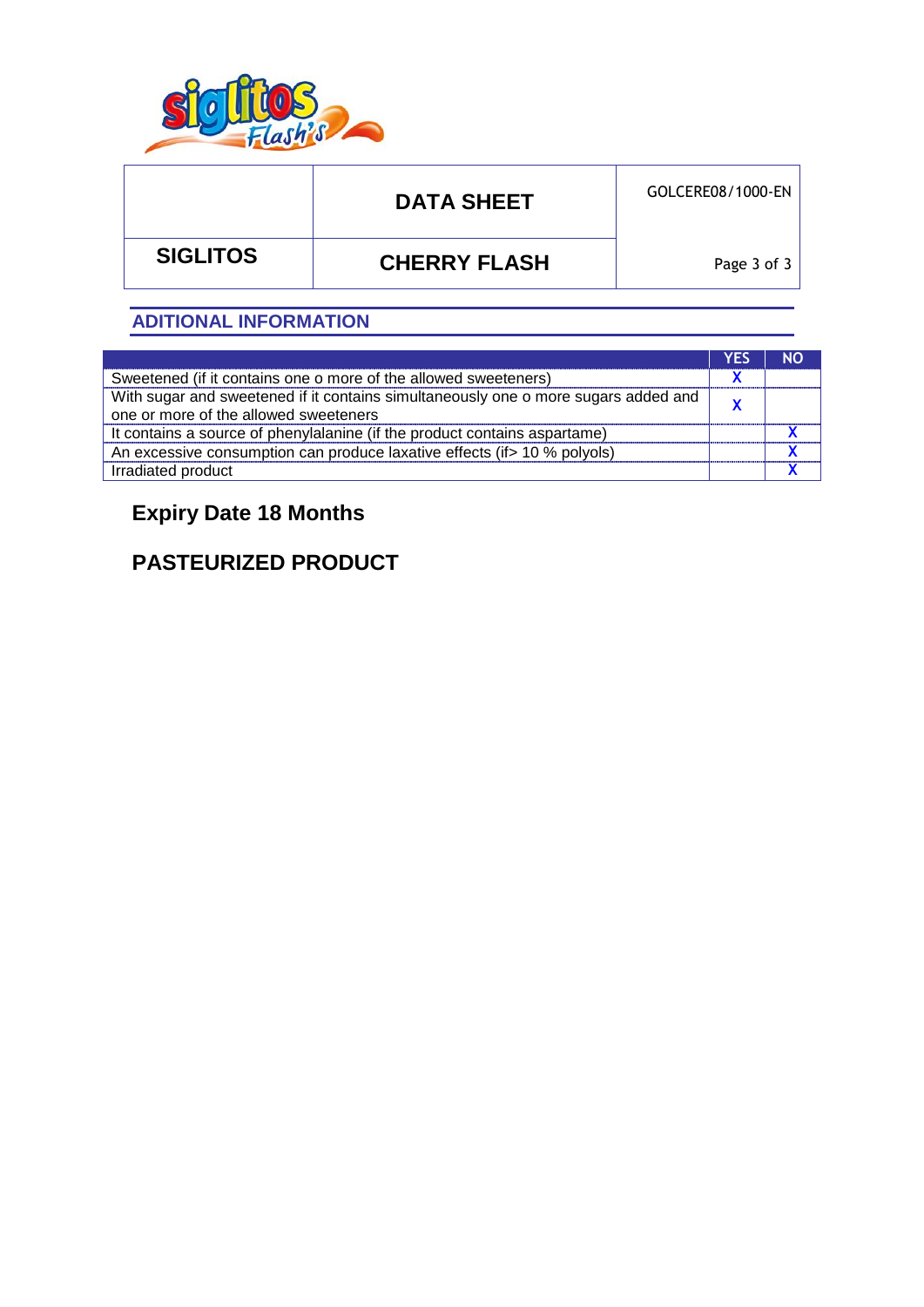| | DATA SHEET | GOLCERE08/1000-EN |
|---|---|---|
| SIGLITOS | CHERRY FLASH | |

## ADITIONAL INFORMATION

| | YES | NO |
|---|---|---|
| Sweetened (if it contains one o more of the allowed sweeteners) | X | |
| With sugar and sweetened if it contains simultaneously one o more sugars added and one or more of the allowed sweeteners | X | |
| It contains a source of phenylalanine (if the product contains aspartame) | | X |
| An excessive consumption can produce laxative effects (if> 10 % polyols) | | X |
| Irradiated product | | X |

## Expiry Date 18 Months

## PASTEURIZED PRODUCT